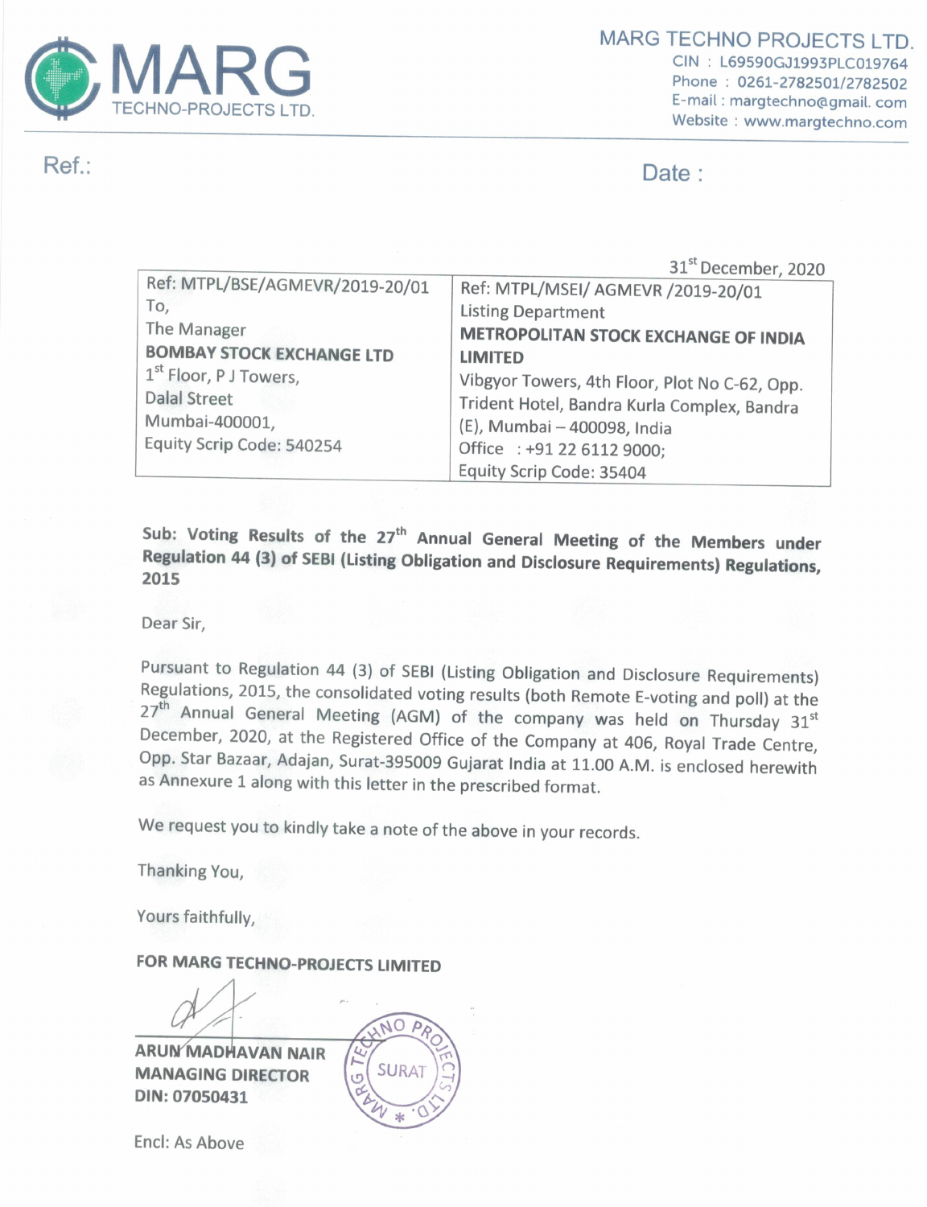# MARG TECHNO PROJECTS LTD.

CIN : L69590GJ1993PLC019764
Phone : 0261-2782501/2782502
E-mail : margtechno@gmail. com
Website : www.margtechno.com

Ref.:

Date :

31[st] December, 2020

| Ref: MTPL/BSE/AGMEVR/2019-20/01<br>To,<br>The Manager<br>**BOMBAY STOCK EXCHANGE LTD**<br>1[st] Floor, P J Towers,<br>Dalal Street<br>Mumbai-400001,<br>Equity Scrip Code: 540254 | Ref: MTPL/MSEI/ AGMEVR /2019-20/01<br>Listing Department<br>**METROPOLITAN STOCK EXCHANGE OF INDIA LIMITED**<br>Vibgyor Towers, 4th Floor, Plot No C-62, Opp. Trident Hotel, Bandra Kurla Complex, Bandra (E), Mumbai – 400098, India<br>Office : +91 22 6112 9000;<br>Equity Scrip Code: 35404 |
|---|---|

**Sub: Voting Results of the 27[th] Annual General Meeting of the Members under Regulation 44 (3) of SEBI (Listing Obligation and Disclosure Requirements) Regulations, 2015**

Dear Sir,

Pursuant to Regulation 44 (3) of SEBI (Listing Obligation and Disclosure Requirements) Regulations, 2015, the consolidated voting results (both Remote E-voting and poll) at the 27[th] Annual General Meeting (AGM) of the company was held on Thursday 31[st] December, 2020, at the Registered Office of the Company at 406, Royal Trade Centre, Opp. Star Bazaar, Adajan, Surat-395009 Gujarat India at 11.00 A.M. is enclosed herewith as Annexure 1 along with this letter in the prescribed format.

We request you to kindly take a note of the above in your records.

Thanking You,

Yours faithfully,

**FOR MARG TECHNO-PROJECTS LIMITED**

**ARUN MADHAVAN NAIR**
**MANAGING DIRECTOR**
**DIN: 07050431**

Encl: As Above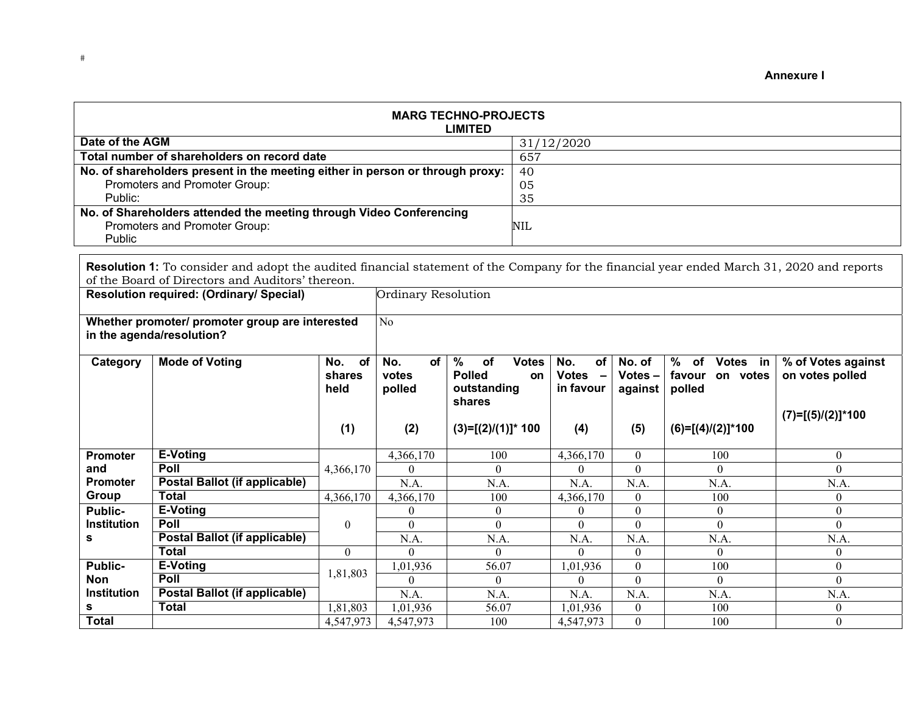#

**Annexure I**

| **MARG TECHNO-PROJECTS LIMITED** | |
|---|---|
| **Date of the AGM** | 31/12/2020 |
| **Total number of shareholders on record date** | 657 |
| **No. of shareholders present in the meeting either in person or through proxy:** | 40 |
| Promoters and Promoter Group: | 05 |
| Public: | 35 |
| **No. of Shareholders attended the meeting through Video Conferencing** | |
| Promoters and Promoter Group: | NIL |
| Public | |

**Resolution 1:** To consider and adopt the audited financial statement of the Company for the financial year ended March 31, 2020 and reports of the Board of Directors and Auditors' thereon.

| **Resolution required: (Ordinary/ Special)** | Ordinary Resolution |
|---|---|
| **Whether promoter/ promoter group are interested in the agenda/resolution?** | No |

| Category | Mode of Voting | No. of shares held (1) | No. of votes polled (2) | % of Votes Polled on outstanding shares (3)=[(2)/(1)]* 100 | No. of Votes – in favour (4) | No. of Votes – against (5) | % of Votes in favour on votes polled (6)=[(4)/(2)]*100 | % of Votes against on votes polled (7)=[(5)/(2)]*100 |
|---|---|---|---|---|---|---|---|---|
| **Promoter and Promoter Group** | **E-Voting** | 4,366,170 | 4,366,170 | 100 | 4,366,170 | 0 | 100 | 0 |
| | **Poll** | | 0 | 0 | 0 | 0 | 0 | 0 |
| | **Postal Ballot (if applicable)** | | N.A. | N.A. | N.A. | N.A. | N.A. | N.A. |
| | **Total** | 4,366,170 | 4,366,170 | 100 | 4,366,170 | 0 | 100 | 0 |
| **Public-Institutions** | **E-Voting** | 0 | 0 | 0 | 0 | 0 | 0 | 0 |
| | **Poll** | | 0 | 0 | 0 | 0 | 0 | 0 |
| | **Postal Ballot (if applicable)** | | N.A. | N.A. | N.A. | N.A. | N.A. | N.A. |
| | **Total** | 0 | 0 | 0 | 0 | 0 | 0 | 0 |
| **Public-Non Institutions** | **E-Voting** | 1,81,803 | 1,01,936 | 56.07 | 1,01,936 | 0 | 100 | 0 |
| | **Poll** | | 0 | 0 | 0 | 0 | 0 | 0 |
| | **Postal Ballot (if applicable)** | | N.A. | N.A. | N.A. | N.A. | N.A. | N.A. |
| | **Total** | 1,81,803 | 1,01,936 | 56.07 | 1,01,936 | 0 | 100 | 0 |
| **Total** | | 4,547,973 | 4,547,973 | 100 | 4,547,973 | 0 | 100 | 0 |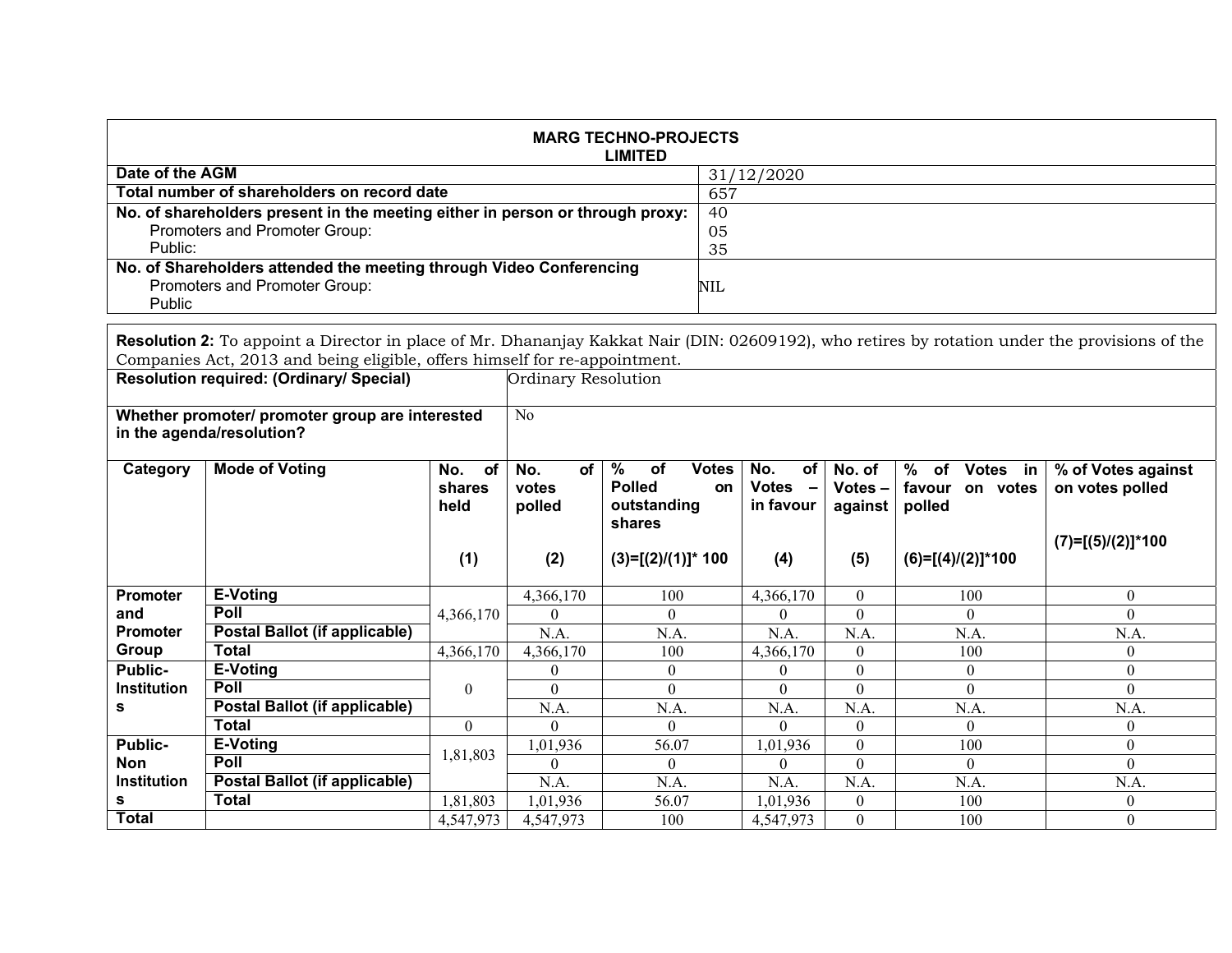| MARG TECHNO-PROJECTS LIMITED | |
|---|---|
| **Date of the AGM** | 31/12/2020 |
| **Total number of shareholders on record date** | 657 |
| **No. of shareholders present in the meeting either in person or through proxy:**<br>Promoters and Promoter Group:<br>Public: | 40<br>05<br>35 |
| **No. of Shareholders attended the meeting through Video Conferencing**<br>Promoters and Promoter Group:<br>Public | NIL |

**Resolution 2:** To appoint a Director in place of Mr. Dhananjay Kakkat Nair (DIN: 02609192), who retires by rotation under the provisions of the Companies Act, 2013 and being eligible, offers himself for re-appointment.

| **Resolution required: (Ordinary/ Special)** | Ordinary Resolution |
|---|---|
| **Whether promoter/ promoter group are interested in the agenda/resolution?** | No |

| Category | Mode of Voting | No. of shares held (1) | No. of votes polled (2) | % of Votes Polled on outstanding shares (3)=[(2)/(1)]* 100 | No. of Votes – in favour (4) | No. of Votes – against (5) | % of Votes in favour on votes polled (6)=[(4)/(2)]*100 | % of Votes against on votes polled (7)=[(5)/(2)]*100 |
|---|---|---|---|---|---|---|---|---|
| Promoter and Promoter Group | E-Voting | 4,366,170 | 4,366,170 | 100 | 4,366,170 | 0 | 100 | 0 |
| | Poll | | 0 | 0 | 0 | 0 | 0 | 0 |
| | Postal Ballot (if applicable) | | N.A. | N.A. | N.A. | N.A. | N.A. | N.A. |
| | Total | 4,366,170 | 4,366,170 | 100 | 4,366,170 | 0 | 100 | 0 |
| Public-Institutions | E-Voting | 0 | 0 | 0 | 0 | 0 | 0 | 0 |
| | Poll | | 0 | 0 | 0 | 0 | 0 | 0 |
| | Postal Ballot (if applicable) | | N.A. | N.A. | N.A. | N.A. | N.A. | N.A. |
| | Total | 0 | 0 | 0 | 0 | 0 | 0 | 0 |
| Public-Non Institutions | E-Voting | 1,81,803 | 1,01,936 | 56.07 | 1,01,936 | 0 | 100 | 0 |
| | Poll | | 0 | 0 | 0 | 0 | 0 | 0 |
| | Postal Ballot (if applicable) | | N.A. | N.A. | N.A. | N.A. | N.A. | N.A. |
| | Total | 1,81,803 | 1,01,936 | 56.07 | 1,01,936 | 0 | 100 | 0 |
| **Total** | | 4,547,973 | 4,547,973 | 100 | 4,547,973 | 0 | 100 | 0 |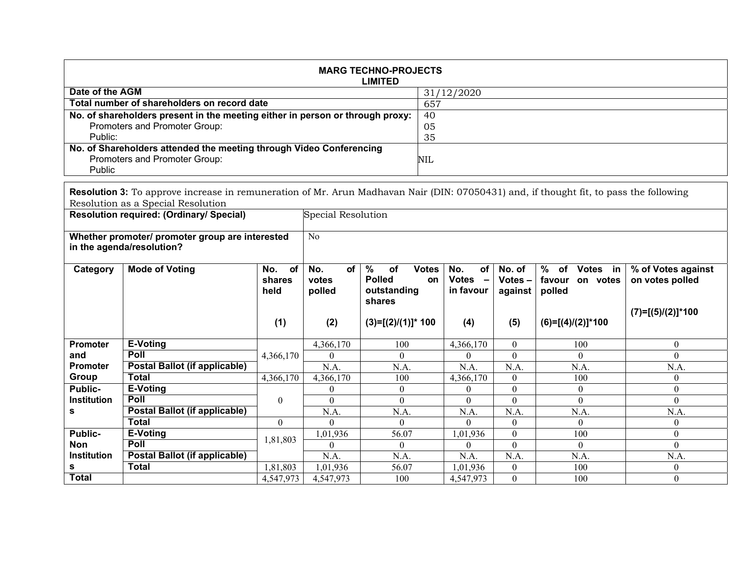| MARG TECHNO-PROJECTS LIMITED | |
|---|---|
| **Date of the AGM** | 31/12/2020 |
| **Total number of shareholders on record date** | 657 |
| **No. of shareholders present in the meeting either in person or through proxy:**<br>Promoters and Promoter Group:<br>Public: | 40<br>05<br>35 |
| **No. of Shareholders attended the meeting through Video Conferencing**<br>Promoters and Promoter Group:<br>Public | NIL |

**Resolution 3:** To approve increase in remuneration of Mr. Arun Madhavan Nair (DIN: 07050431) and, if thought fit, to pass the following Resolution as a Special Resolution

| | |
|---|---|
| **Resolution required: (Ordinary/ Special)** | Special Resolution |
| **Whether promoter/ promoter group are interested in the agenda/resolution?** | No |

| Category | Mode of Voting | No. of shares held (1) | No. of votes polled (2) | % of Votes Polled on outstanding shares (3)=[(2)/(1)]* 100 | No. of Votes – in favour (4) | No. of Votes – against (5) | % of Votes in favour on votes polled (6)=[(4)/(2)]*100 | % of Votes against on votes polled (7)=[(5)/(2)]*100 |
|---|---|---|---|---|---|---|---|---|
| **Promoter and Promoter Group** | **E-Voting** | 4,366,170 | 4,366,170 | 100 | 4,366,170 | 0 | 100 | 0 |
| | **Poll** | | 0 | 0 | 0 | 0 | 0 | 0 |
| | **Postal Ballot (if applicable)** | | N.A. | N.A. | N.A. | N.A. | N.A. | N.A. |
| | **Total** | 4,366,170 | 4,366,170 | 100 | 4,366,170 | 0 | 100 | 0 |
| **Public-Institutions** | **E-Voting** | 0 | 0 | 0 | 0 | 0 | 0 | 0 |
| | **Poll** | | 0 | 0 | 0 | 0 | 0 | 0 |
| | **Postal Ballot (if applicable)** | | N.A. | N.A. | N.A. | N.A. | N.A. | N.A. |
| | **Total** | 0 | 0 | 0 | 0 | 0 | 0 | 0 |
| **Public-Non Institutions** | **E-Voting** | 1,81,803 | 1,01,936 | 56.07 | 1,01,936 | 0 | 100 | 0 |
| | **Poll** | | 0 | 0 | 0 | 0 | 0 | 0 |
| | **Postal Ballot (if applicable)** | | N.A. | N.A. | N.A. | N.A. | N.A. | N.A. |
| | **Total** | 1,81,803 | 1,01,936 | 56.07 | 1,01,936 | 0 | 100 | 0 |
| **Total** | | 4,547,973 | 4,547,973 | 100 | 4,547,973 | 0 | 100 | 0 |